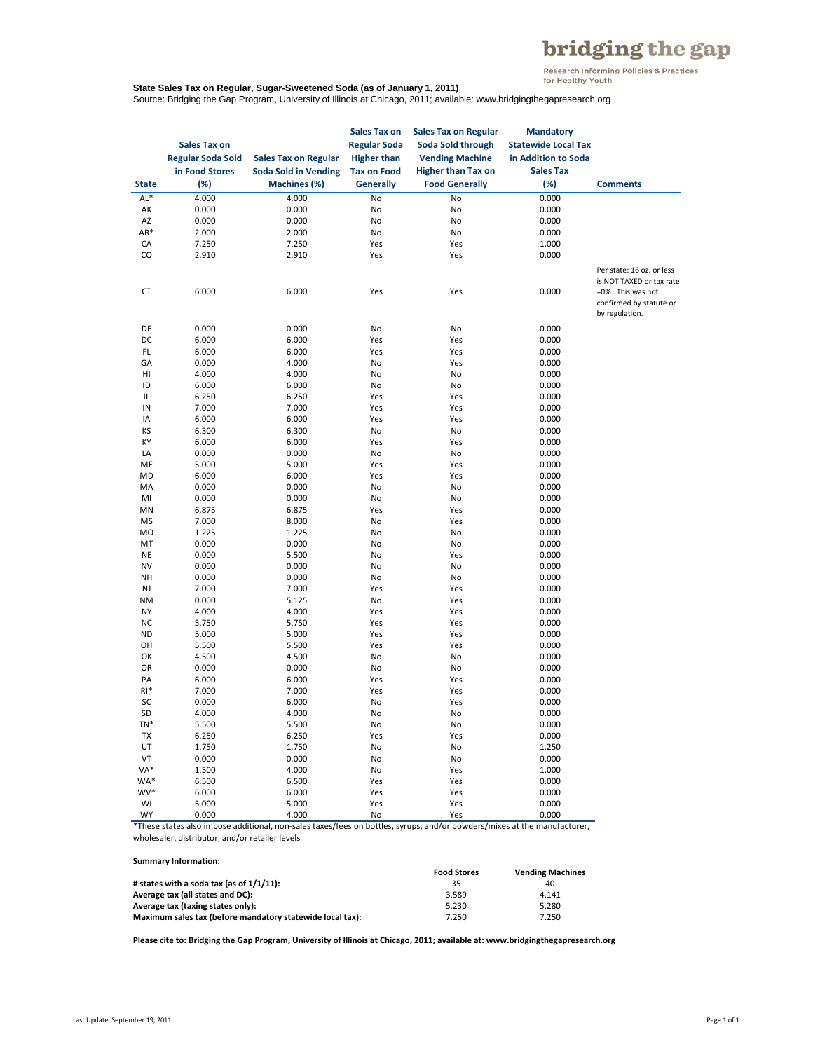bridging the gap

Research Informing Policies & Practices for Healthy Youth

**State Sales Tax on Regular, Sugar-Sweetened Soda (as of January 1, 2011)**

Source: Bridging the Gap Program, University of Illinois at Chicago, 2011; available: www.bridgingthegapresearch.org

| State | Sales Tax on Regular Soda Sold in Food Stores (%) | Sales Tax on Regular Soda Sold in Vending Machines (%) | Sales Tax on Regular Soda Higher than Tax on Food Generally | Sales Tax on Regular Soda Sold through Vending Machine Higher than Tax on Food Generally | Mandatory Statewide Local Tax in Addition to Soda Sales Tax (%) | Comments |
|---|---|---|---|---|---|---|
| AL* | 4.000 | 4.000 | No | No | 0.000 | |
| AK | 0.000 | 0.000 | No | No | 0.000 | |
| AZ | 0.000 | 0.000 | No | No | 0.000 | |
| AR* | 2.000 | 2.000 | No | No | 0.000 | |
| CA | 7.250 | 7.250 | Yes | Yes | 1.000 | |
| CO | 2.910 | 2.910 | Yes | Yes | 0.000 | |
| CT | 6.000 | 6.000 | Yes | Yes | 0.000 | Per state: 16 oz. or less is NOT TAXED or tax rate =0%. This was not confirmed by statute or by regulation. |
| DE | 0.000 | 0.000 | No | No | 0.000 | |
| DC | 6.000 | 6.000 | Yes | Yes | 0.000 | |
| FL | 6.000 | 6.000 | Yes | Yes | 0.000 | |
| GA | 0.000 | 4.000 | No | Yes | 0.000 | |
| HI | 4.000 | 4.000 | No | No | 0.000 | |
| ID | 6.000 | 6.000 | No | No | 0.000 | |
| IL | 6.250 | 6.250 | Yes | Yes | 0.000 | |
| IN | 7.000 | 7.000 | Yes | Yes | 0.000 | |
| IA | 6.000 | 6.000 | Yes | Yes | 0.000 | |
| KS | 6.300 | 6.300 | No | No | 0.000 | |
| KY | 6.000 | 6.000 | Yes | Yes | 0.000 | |
| LA | 0.000 | 0.000 | No | No | 0.000 | |
| ME | 5.000 | 5.000 | Yes | Yes | 0.000 | |
| MD | 6.000 | 6.000 | Yes | Yes | 0.000 | |
| MA | 0.000 | 0.000 | No | No | 0.000 | |
| MI | 0.000 | 0.000 | No | No | 0.000 | |
| MN | 6.875 | 6.875 | Yes | Yes | 0.000 | |
| MS | 7.000 | 8.000 | No | Yes | 0.000 | |
| MO | 1.225 | 1.225 | No | No | 0.000 | |
| MT | 0.000 | 0.000 | No | No | 0.000 | |
| NE | 0.000 | 5.500 | No | Yes | 0.000 | |
| NV | 0.000 | 0.000 | No | No | 0.000 | |
| NH | 0.000 | 0.000 | No | No | 0.000 | |
| NJ | 7.000 | 7.000 | Yes | Yes | 0.000 | |
| NM | 0.000 | 5.125 | No | Yes | 0.000 | |
| NY | 4.000 | 4.000 | Yes | Yes | 0.000 | |
| NC | 5.750 | 5.750 | Yes | Yes | 0.000 | |
| ND | 5.000 | 5.000 | Yes | Yes | 0.000 | |
| OH | 5.500 | 5.500 | Yes | Yes | 0.000 | |
| OK | 4.500 | 4.500 | No | No | 0.000 | |
| OR | 0.000 | 0.000 | No | No | 0.000 | |
| PA | 6.000 | 6.000 | Yes | Yes | 0.000 | |
| RI* | 7.000 | 7.000 | Yes | Yes | 0.000 | |
| SC | 0.000 | 6.000 | No | Yes | 0.000 | |
| SD | 4.000 | 4.000 | No | No | 0.000 | |
| TN* | 5.500 | 5.500 | No | No | 0.000 | |
| TX | 6.250 | 6.250 | Yes | Yes | 0.000 | |
| UT | 1.750 | 1.750 | No | No | 1.250 | |
| VT | 0.000 | 0.000 | No | No | 0.000 | |
| VA* | 1.500 | 4.000 | No | Yes | 1.000 | |
| WA* | 6.500 | 6.500 | Yes | Yes | 0.000 | |
| WV* | 6.000 | 6.000 | Yes | Yes | 0.000 | |
| WI | 5.000 | 5.000 | Yes | Yes | 0.000 | |
| WY | 0.000 | 4.000 | No | Yes | 0.000 | |

*These states also impose additional, non-sales taxes/fees on bottles, syrups, and/or powders/mixes at the manufacturer, wholesaler, distributor, and/or retailer levels

**Summary Information:**

| | Food Stores | Vending Machines |
|---|---|---|
| **# states with a soda tax (as of 1/1/11):** | 35 | 40 |
| **Average tax (all states and DC):** | 3.589 | 4.141 |
| **Average tax (taxing states only):** | 5.230 | 5.280 |
| **Maximum sales tax (before mandatory statewide local tax):** | 7.250 | 7.250 |

**Please cite to: Bridging the Gap Program, University of Illinois at Chicago, 2011; available at: www.bridgingthegapresearch.org**

Last Update: September 19, 2011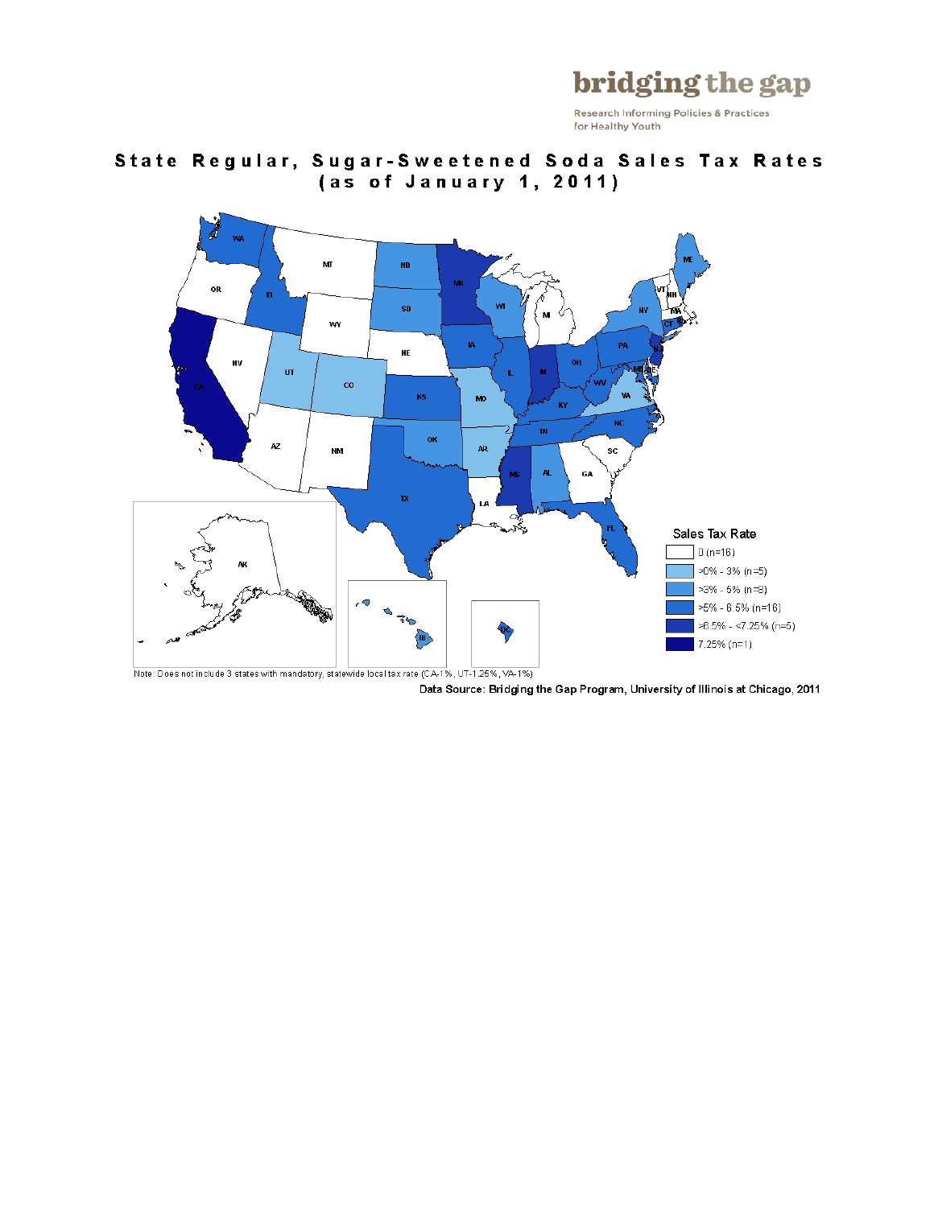**bridging the gap**

Research Informing Policies & Practices for Healthy Youth

# State Regular, Sugar-Sweetened Soda Sales Tax Rates (as of January 1, 2011)

WA
OR
ID
MT
WY
ND
SD
NE
MN
WI
MI
IA
IL
IN
OH
PA
NY
ME
VT
NH
MA
RI
CT
NJ
DE
MD
WV
VA
KY
TN
NC
SC
GA
AL
MS
LA
AR
MO
KS
OK
TX
NM
AZ
CO
UT
NV
CA
FL
AK
HI
DC

Sales Tax Rate
0 (n=16)
>0% - 3% (n=5)
>3% - 5% (n=8)
>5% - 6.5% (n=16)
>6.5% - <7.25% (n=5)
7.25% (n=1)

Note: Does not include 3 states with mandatory, statewide local tax rate (CA-1%, UT-1.25%, VA-1%)

Data Source: Bridging the Gap Program, University of Illinois at Chicago, 2011